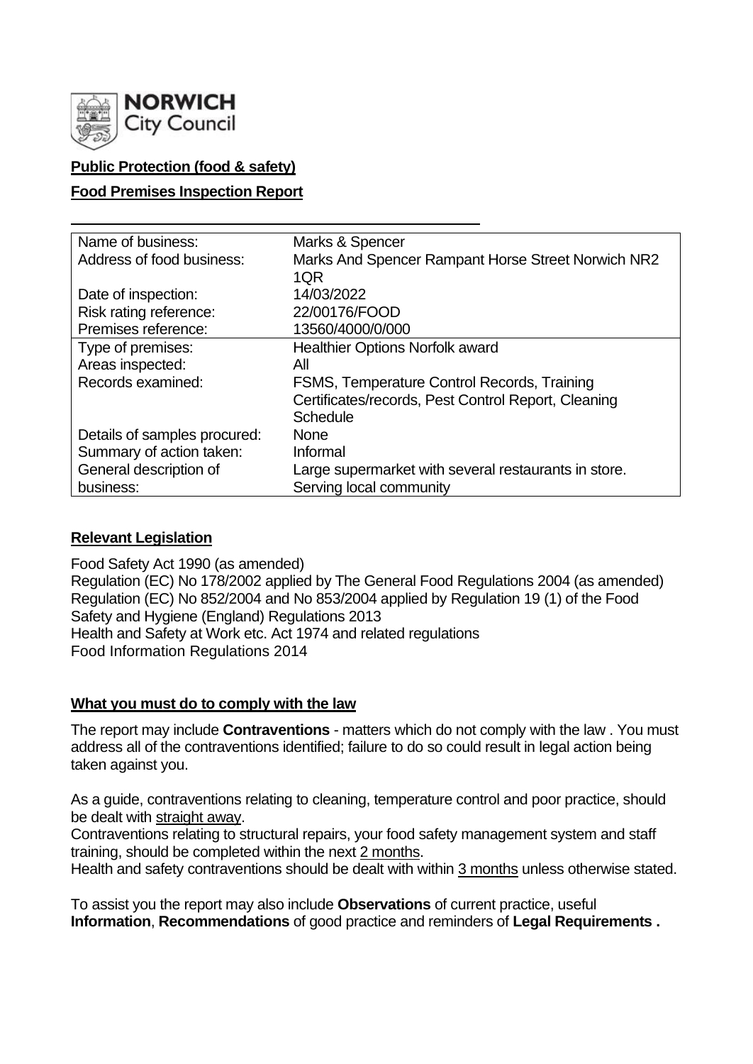**NORWICH City Council**

**Public Protection (food & safety)**

**Food Premises Inspection Report**

| | |
|---|---|
| Name of business: | Marks & Spencer |
| Address of food business: | Marks And Spencer Rampant Horse Street Norwich NR2 1QR |
| Date of inspection: | 14/03/2022 |
| Risk rating reference: | 22/00176/FOOD |
| Premises reference: | 13560/4000/0/000 |
| Type of premises: | Healthier Options Norfolk award |
| Areas inspected: | All |
| Records examined: | FSMS, Temperature Control Records, Training Certificates/records, Pest Control Report, Cleaning Schedule |
| Details of samples procured: | None |
| Summary of action taken: | Informal |
| General description of business: | Large supermarket with several restaurants in store. Serving local community |

**Relevant Legislation**

Food Safety Act 1990 (as amended)
Regulation (EC) No 178/2002 applied by The General Food Regulations 2004 (as amended)
Regulation (EC) No 852/2004 and No 853/2004 applied by Regulation 19 (1) of the Food Safety and Hygiene (England) Regulations 2013
Health and Safety at Work etc. Act 1974 and related regulations
Food Information Regulations 2014

**What you must do to comply with the law**

The report may include **Contraventions** - matters which do not comply with the law . You must address all of the contraventions identified; failure to do so could result in legal action being taken against you.

As a guide, contraventions relating to cleaning, temperature control and poor practice, should be dealt with straight away.
Contraventions relating to structural repairs, your food safety management system and staff training, should be completed within the next 2 months.
Health and safety contraventions should be dealt with within 3 months unless otherwise stated.

To assist you the report may also include **Observations** of current practice, useful **Information**, **Recommendations** of good practice and reminders of **Legal Requirements .**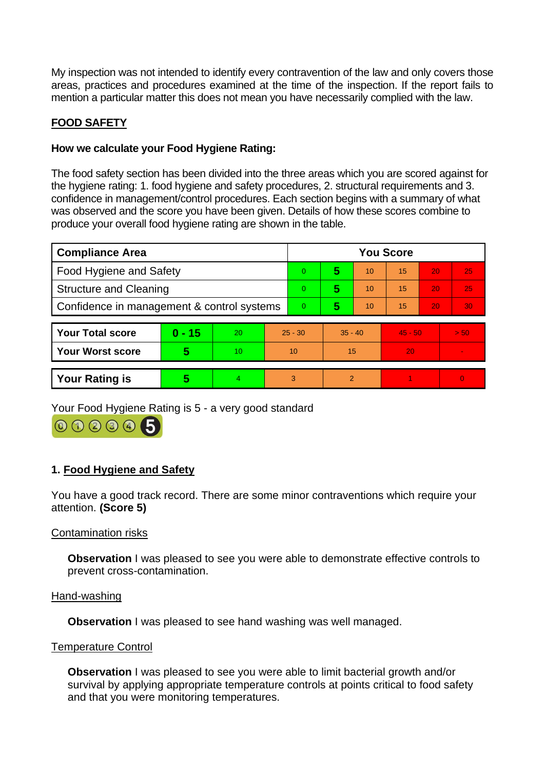My inspection was not intended to identify every contravention of the law and only covers those areas, practices and procedures examined at the time of the inspection. If the report fails to mention a particular matter this does not mean you have necessarily complied with the law.

## FOOD SAFETY

### How we calculate your Food Hygiene Rating:

The food safety section has been divided into the three areas which you are scored against for the hygiene rating: 1. food hygiene and safety procedures, 2. structural requirements and 3. confidence in management/control procedures. Each section begins with a summary of what was observed and the score you have been given. Details of how these scores combine to produce your overall food hygiene rating are shown in the table.

| Compliance Area | You Score | | | | | |
|---|---|---|---|---|---|---|
| Food Hygiene and Safety | 0 | **5** | 10 | 15 | 20 | 25 |
| Structure and Cleaning | 0 | **5** | 10 | 15 | 20 | 25 |
| Confidence in management & control systems | 0 | **5** | 10 | 15 | 20 | 30 |

| | | | | | | |
|---|---|---|---|---|---|---|
| **Your Total score** | **0 - 15** | 20 | 25 - 30 | 35 - 40 | 45 - 50 | > 50 |
| **Your Worst score** | **5** | 10 | 10 | 15 | 20 | - |
| **Your Rating is** | **5** | 4 | 3 | 2 | 1 | 0 |

Your Food Hygiene Rating is 5 - a very good standard

## 1. Food Hygiene and Safety

You have a good track record. There are some minor contraventions which require your attention. **(Score 5)**

### Contamination risks

**Observation** I was pleased to see you were able to demonstrate effective controls to prevent cross-contamination.

### Hand-washing

**Observation** I was pleased to see hand washing was well managed.

### Temperature Control

**Observation** I was pleased to see you were able to limit bacterial growth and/or survival by applying appropriate temperature controls at points critical to food safety and that you were monitoring temperatures.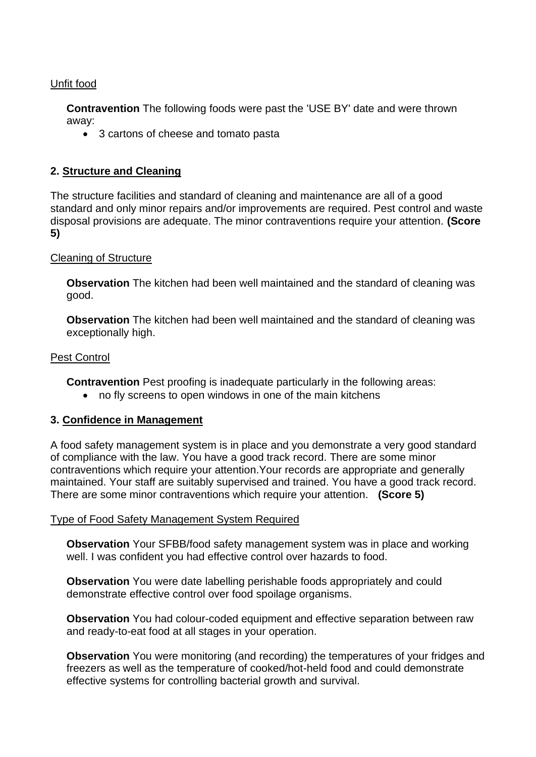Unfit food

**Contravention** The following foods were past the 'USE BY' date and were thrown away:

- 3 cartons of cheese and tomato pasta

## 2. Structure and Cleaning

The structure facilities and standard of cleaning and maintenance are all of a good standard and only minor repairs and/or improvements are required. Pest control and waste disposal provisions are adequate. The minor contraventions require your attention. **(Score 5)**

Cleaning of Structure

**Observation** The kitchen had been well maintained and the standard of cleaning was good.

**Observation** The kitchen had been well maintained and the standard of cleaning was exceptionally high.

Pest Control

**Contravention** Pest proofing is inadequate particularly in the following areas:

- no fly screens to open windows in one of the main kitchens

## 3. Confidence in Management

A food safety management system is in place and you demonstrate a very good standard of compliance with the law. You have a good track record. There are some minor contraventions which require your attention.Your records are appropriate and generally maintained. Your staff are suitably supervised and trained. You have a good track record. There are some minor contraventions which require your attention. **(Score 5)**

Type of Food Safety Management System Required

**Observation** Your SFBB/food safety management system was in place and working well. I was confident you had effective control over hazards to food.

**Observation** You were date labelling perishable foods appropriately and could demonstrate effective control over food spoilage organisms.

**Observation** You had colour-coded equipment and effective separation between raw and ready-to-eat food at all stages in your operation.

**Observation** You were monitoring (and recording) the temperatures of your fridges and freezers as well as the temperature of cooked/hot-held food and could demonstrate effective systems for controlling bacterial growth and survival.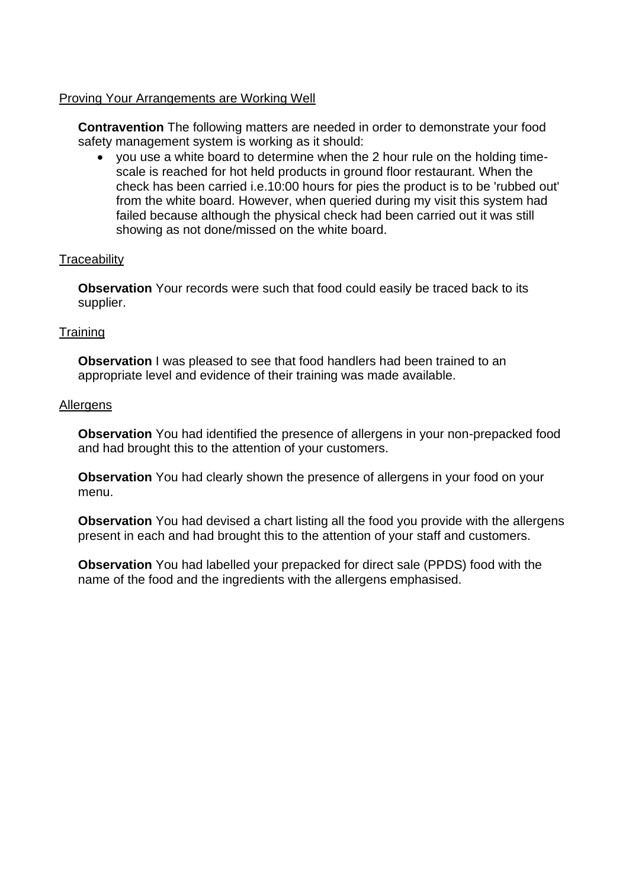Proving Your Arrangements are Working Well

**Contravention** The following matters are needed in order to demonstrate your food safety management system is working as it should:

- you use a white board to determine when the 2 hour rule on the holding time-scale is reached for hot held products in ground floor restaurant. When the check has been carried i.e.10:00 hours for pies the product is to be 'rubbed out' from the white board. However, when queried during my visit this system had failed because although the physical check had been carried out it was still showing as not done/missed on the white board.

Traceability

**Observation** Your records were such that food could easily be traced back to its supplier.

Training

**Observation** I was pleased to see that food handlers had been trained to an appropriate level and evidence of their training was made available.

Allergens

**Observation** You had identified the presence of allergens in your non-prepacked food and had brought this to the attention of your customers.

**Observation** You had clearly shown the presence of allergens in your food on your menu.

**Observation** You had devised a chart listing all the food you provide with the allergens present in each and had brought this to the attention of your staff and customers.

**Observation** You had labelled your prepacked for direct sale (PPDS) food with the name of the food and the ingredients with the allergens emphasised.